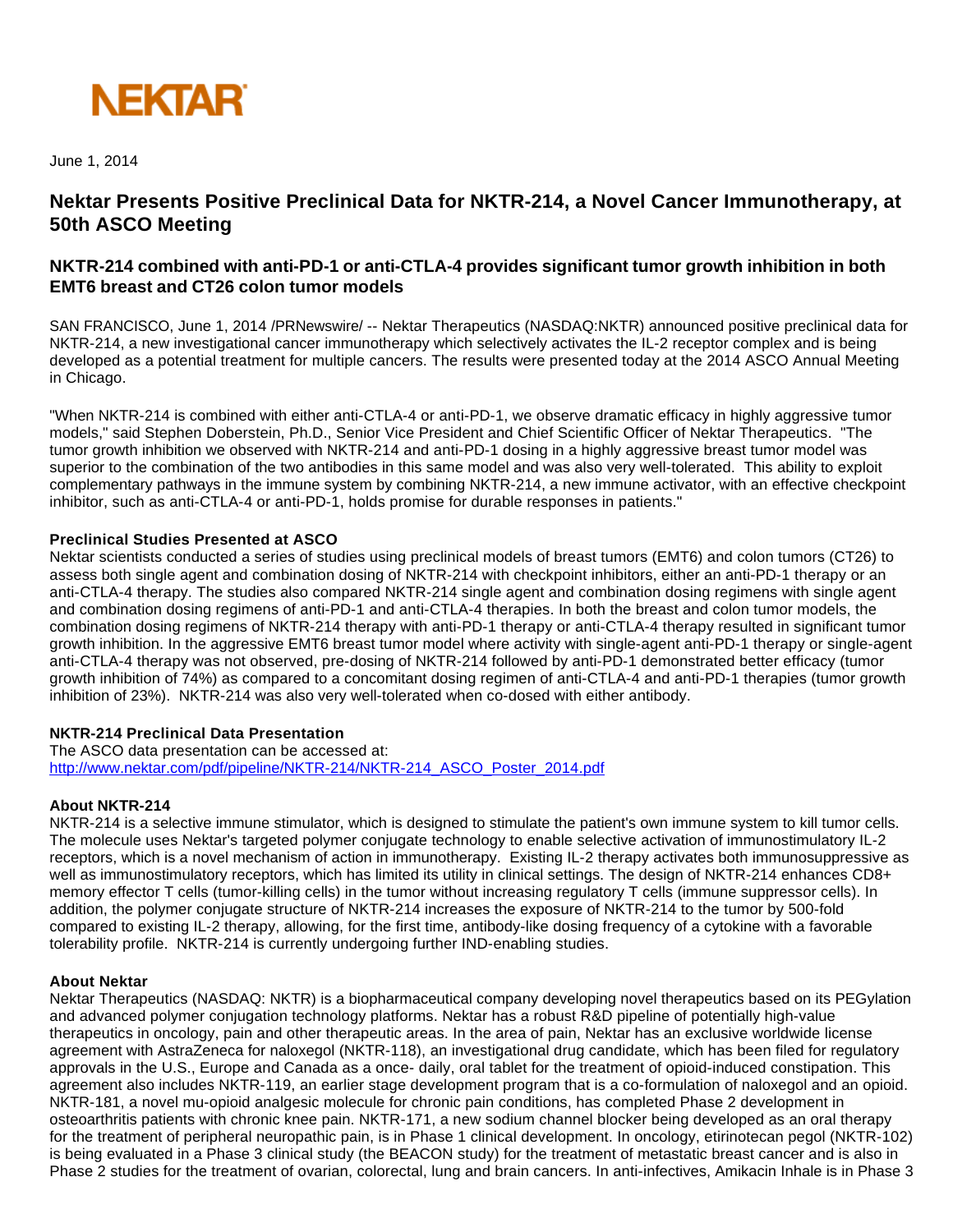NEKTAR

June 1, 2014

# Nektar Presents Positive Preclinical Data for NKTR-214, a Novel Cancer Immunotherapy, at 50th ASCO Meeting

## NKTR-214 combined with anti-PD-1 or anti-CTLA-4 provides significant tumor growth inhibition in both EMT6 breast and CT26 colon tumor models

SAN FRANCISCO, June 1, 2014 /PRNewswire/ -- Nektar Therapeutics (NASDAQ:NKTR) announced positive preclinical data for NKTR-214, a new investigational cancer immunotherapy which selectively activates the IL-2 receptor complex and is being developed as a potential treatment for multiple cancers. The results were presented today at the 2014 ASCO Annual Meeting in Chicago.

"When NKTR-214 is combined with either anti-CTLA-4 or anti-PD-1, we observe dramatic efficacy in highly aggressive tumor models," said Stephen Doberstein, Ph.D., Senior Vice President and Chief Scientific Officer of Nektar Therapeutics. "The tumor growth inhibition we observed with NKTR-214 and anti-PD-1 dosing in a highly aggressive breast tumor model was superior to the combination of the two antibodies in this same model and was also very well-tolerated. This ability to exploit complementary pathways in the immune system by combining NKTR-214, a new immune activator, with an effective checkpoint inhibitor, such as anti-CTLA-4 or anti-PD-1, holds promise for durable responses in patients."

**Preclinical Studies Presented at ASCO**

Nektar scientists conducted a series of studies using preclinical models of breast tumors (EMT6) and colon tumors (CT26) to assess both single agent and combination dosing of NKTR-214 with checkpoint inhibitors, either an anti-PD-1 therapy or an anti-CTLA-4 therapy. The studies also compared NKTR-214 single agent and combination dosing regimens with single agent and combination dosing regimens of anti-PD-1 and anti-CTLA-4 therapies. In both the breast and colon tumor models, the combination dosing regimens of NKTR-214 therapy with anti-PD-1 therapy or anti-CTLA-4 therapy resulted in significant tumor growth inhibition. In the aggressive EMT6 breast tumor model where activity with single-agent anti-PD-1 therapy or single-agent anti-CTLA-4 therapy was not observed, pre-dosing of NKTR-214 followed by anti-PD-1 demonstrated better efficacy (tumor growth inhibition of 74%) as compared to a concomitant dosing regimen of anti-CTLA-4 and anti-PD-1 therapies (tumor growth inhibition of 23%). NKTR-214 was also very well-tolerated when co-dosed with either antibody.

**NKTR-214 Preclinical Data Presentation**

The ASCO data presentation can be accessed at:
http://www.nektar.com/pdf/pipeline/NKTR-214/NKTR-214_ASCO_Poster_2014.pdf

**About NKTR-214**

NKTR-214 is a selective immune stimulator, which is designed to stimulate the patient's own immune system to kill tumor cells. The molecule uses Nektar's targeted polymer conjugate technology to enable selective activation of immunostimulatory IL-2 receptors, which is a novel mechanism of action in immunotherapy. Existing IL-2 therapy activates both immunosuppressive as well as immunostimulatory receptors, which has limited its utility in clinical settings. The design of NKTR-214 enhances CD8+ memory effector T cells (tumor-killing cells) in the tumor without increasing regulatory T cells (immune suppressor cells). In addition, the polymer conjugate structure of NKTR-214 increases the exposure of NKTR-214 to the tumor by 500-fold compared to existing IL-2 therapy, allowing, for the first time, antibody-like dosing frequency of a cytokine with a favorable tolerability profile. NKTR-214 is currently undergoing further IND-enabling studies.

**About Nektar**

Nektar Therapeutics (NASDAQ: NKTR) is a biopharmaceutical company developing novel therapeutics based on its PEGylation and advanced polymer conjugation technology platforms. Nektar has a robust R&D pipeline of potentially high-value therapeutics in oncology, pain and other therapeutic areas. In the area of pain, Nektar has an exclusive worldwide license agreement with AstraZeneca for naloxegol (NKTR-118), an investigational drug candidate, which has been filed for regulatory approvals in the U.S., Europe and Canada as a once- daily, oral tablet for the treatment of opioid-induced constipation. This agreement also includes NKTR-119, an earlier stage development program that is a co-formulation of naloxegol and an opioid. NKTR-181, a novel mu-opioid analgesic molecule for chronic pain conditions, has completed Phase 2 development in osteoarthritis patients with chronic knee pain. NKTR-171, a new sodium channel blocker being developed as an oral therapy for the treatment of peripheral neuropathic pain, is in Phase 1 clinical development. In oncology, etirinotecan pegol (NKTR-102) is being evaluated in a Phase 3 clinical study (the BEACON study) for the treatment of metastatic breast cancer and is also in Phase 2 studies for the treatment of ovarian, colorectal, lung and brain cancers. In anti-infectives, Amikacin Inhale is in Phase 3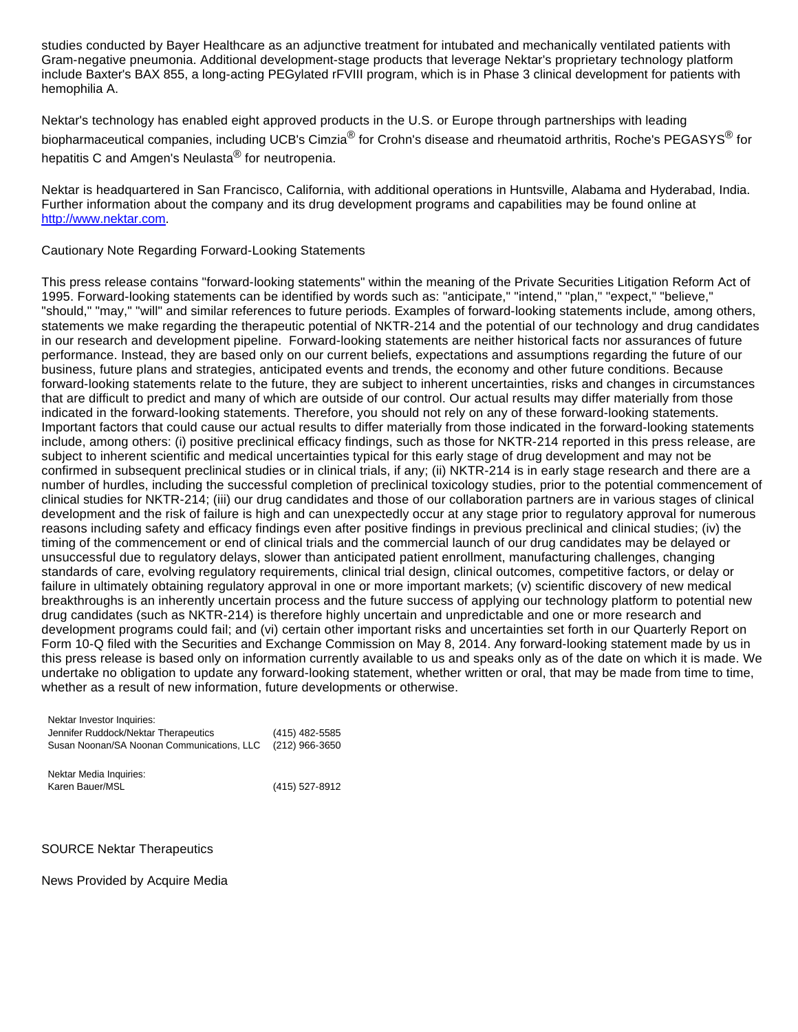studies conducted by Bayer Healthcare as an adjunctive treatment for intubated and mechanically ventilated patients with Gram-negative pneumonia. Additional development-stage products that leverage Nektar's proprietary technology platform include Baxter's BAX 855, a long-acting PEGylated rFVIII program, which is in Phase 3 clinical development for patients with hemophilia A.

Nektar's technology has enabled eight approved products in the U.S. or Europe through partnerships with leading biopharmaceutical companies, including UCB's Cimzia® for Crohn's disease and rheumatoid arthritis, Roche's PEGASYS® for hepatitis C and Amgen's Neulasta® for neutropenia.

Nektar is headquartered in San Francisco, California, with additional operations in Huntsville, Alabama and Hyderabad, India. Further information about the company and its drug development programs and capabilities may be found online at http://www.nektar.com.

Cautionary Note Regarding Forward-Looking Statements

This press release contains "forward-looking statements" within the meaning of the Private Securities Litigation Reform Act of 1995. Forward-looking statements can be identified by words such as: "anticipate," "intend," "plan," "expect," "believe," "should," "may," "will" and similar references to future periods. Examples of forward-looking statements include, among others, statements we make regarding the therapeutic potential of NKTR-214 and the potential of our technology and drug candidates in our research and development pipeline. Forward-looking statements are neither historical facts nor assurances of future performance. Instead, they are based only on our current beliefs, expectations and assumptions regarding the future of our business, future plans and strategies, anticipated events and trends, the economy and other future conditions. Because forward-looking statements relate to the future, they are subject to inherent uncertainties, risks and changes in circumstances that are difficult to predict and many of which are outside of our control. Our actual results may differ materially from those indicated in the forward-looking statements. Therefore, you should not rely on any of these forward-looking statements. Important factors that could cause our actual results to differ materially from those indicated in the forward-looking statements include, among others: (i) positive preclinical efficacy findings, such as those for NKTR-214 reported in this press release, are subject to inherent scientific and medical uncertainties typical for this early stage of drug development and may not be confirmed in subsequent preclinical studies or in clinical trials, if any; (ii) NKTR-214 is in early stage research and there are a number of hurdles, including the successful completion of preclinical toxicology studies, prior to the potential commencement of clinical studies for NKTR-214; (iii) our drug candidates and those of our collaboration partners are in various stages of clinical development and the risk of failure is high and can unexpectedly occur at any stage prior to regulatory approval for numerous reasons including safety and efficacy findings even after positive findings in previous preclinical and clinical studies; (iv) the timing of the commencement or end of clinical trials and the commercial launch of our drug candidates may be delayed or unsuccessful due to regulatory delays, slower than anticipated patient enrollment, manufacturing challenges, changing standards of care, evolving regulatory requirements, clinical trial design, clinical outcomes, competitive factors, or delay or failure in ultimately obtaining regulatory approval in one or more important markets; (v) scientific discovery of new medical breakthroughs is an inherently uncertain process and the future success of applying our technology platform to potential new drug candidates (such as NKTR-214) is therefore highly uncertain and unpredictable and one or more research and development programs could fail; and (vi) certain other important risks and uncertainties set forth in our Quarterly Report on Form 10-Q filed with the Securities and Exchange Commission on May 8, 2014. Any forward-looking statement made by us in this press release is based only on information currently available to us and speaks only as of the date on which it is made. We undertake no obligation to update any forward-looking statement, whether written or oral, that may be made from time to time, whether as a result of new information, future developments or otherwise.

| | |
|---|---|
| Nektar Investor Inquiries: | |
| Jennifer Ruddock/Nektar Therapeutics | (415) 482-5585 |
| Susan Noonan/SA Noonan Communications, LLC | (212) 966-3650 |
| | |
| Nektar Media Inquiries: | |
| Karen Bauer/MSL | (415) 527-8912 |

SOURCE Nektar Therapeutics

News Provided by Acquire Media